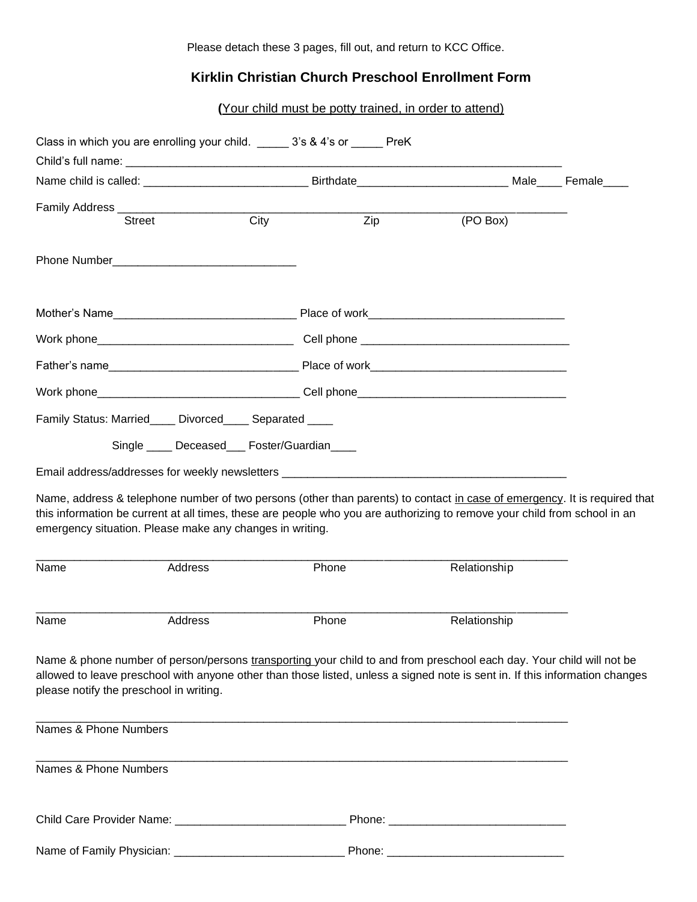Please detach these 3 pages, fill out, and return to KCC Office.

## Kirklin Christian Church Preschool Enrollment Form

(Your child must be potty trained, in order to attend)

Class in which you are enrolling your child. _____ 3's & 4's or _____ PreK

Child's full name: ___________________________________________________________________________

Name child is called: __________________________ Birthdate________________________ Male____ Female____

Family Address ______________________________________________________________________________
Street City Zip (PO Box)

Phone Number_____________________________

Mother's Name_____________________________ Place of work_______________________________

Work phone_______________________________ Cell phone _________________________________

Father's name______________________________ Place of work_______________________________

Work phone________________________________ Cell phone_________________________________

Family Status: Married____ Divorced____ Separated ____

Single ____ Deceased___ Foster/Guardian____

Email address/addresses for weekly newsletters ______________________________________________

Name, address & telephone number of two persons (other than parents) to contact in case of emergency. It is required that this information be current at all times, these are people who you are authorizing to remove your child from school in an emergency situation. Please make any changes in writing.

______________________________________________________________________________________
Name Address Phone Relationship

______________________________________________________________________________________
Name Address Phone Relationship

Name & phone number of person/persons transporting your child to and from preschool each day. Your child will not be allowed to leave preschool with anyone other than those listed, unless a signed note is sent in. If this information changes please notify the preschool in writing.

______________________________________________________________________________________
Names & Phone Numbers

______________________________________________________________________________________
Names & Phone Numbers

Child Care Provider Name: ___________________________ Phone: ____________________________

Name of Family Physician: ___________________________ Phone: ____________________________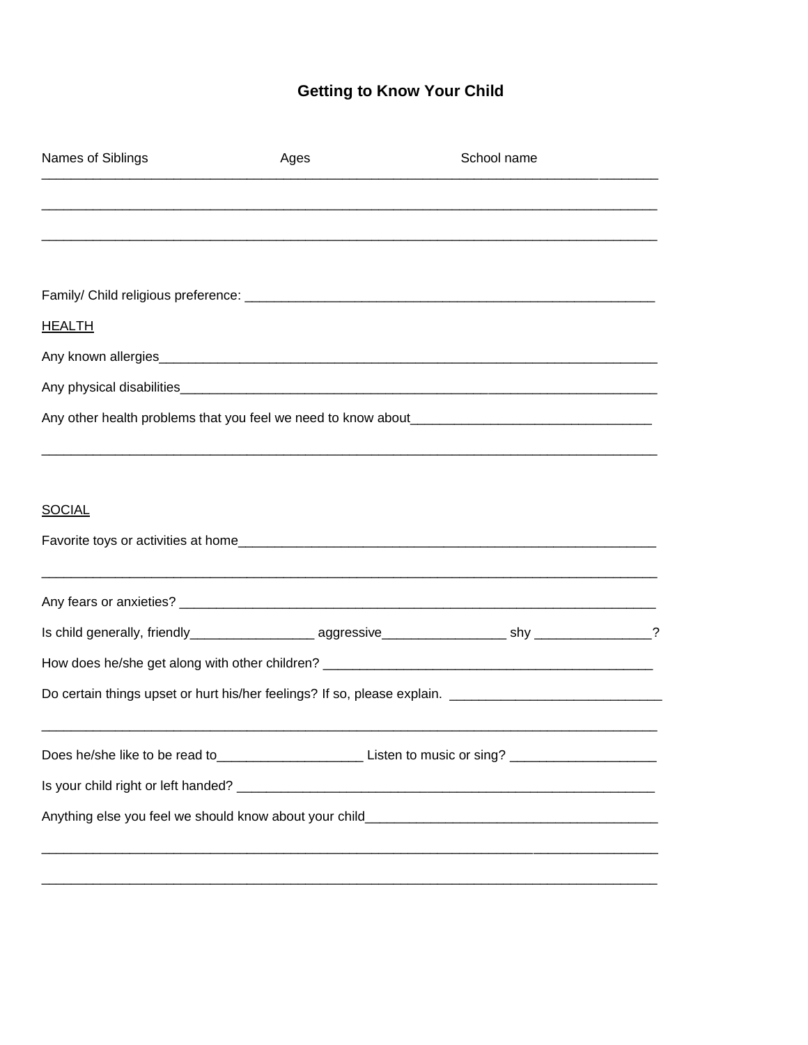# Getting to Know Your Child

Names of Siblings Ages School name

________________________________________________________________________________

________________________________________________________________________________

________________________________________________________________________________

Family/ Child religious preference: ____________________________________________________

HEALTH

Any known allergies________________________________________________________________

Any physical disabilities_____________________________________________________________

Any other health problems that you feel we need to know about_______________________________

________________________________________________________________________________

SOCIAL

Favorite toys or activities at home______________________________________________________

________________________________________________________________________________

Any fears or anxieties? ______________________________________________________________

Is child generally, friendly_________________ aggressive_________________ shy ________________?

How does he/she get along with other children? _________________________________________

Do certain things upset or hurt his/her feelings? If so, please explain. ____________________________

________________________________________________________________________________

Does he/she like to be read to____________________ Listen to music or sing? ____________________

Is your child right or left handed? ______________________________________________________

Anything else you feel we should know about your child_____________________________________

________________________________________________________________________________

________________________________________________________________________________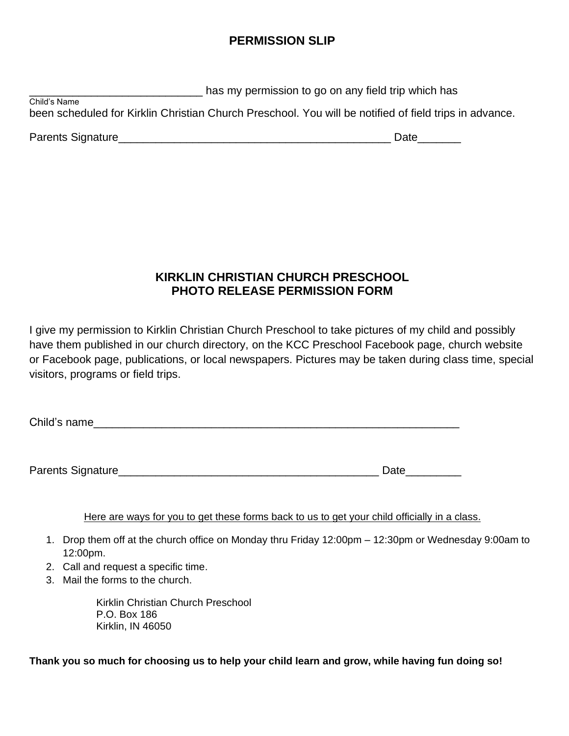# PERMISSION SLIP

____________________________ has my permission to go on any field trip which has
Child's Name
been scheduled for Kirklin Christian Church Preschool. You will be notified of field trips in advance.

Parents Signature_____________________________________________ Date_______

## KIRKLIN CHRISTIAN CHURCH PRESCHOOL
## PHOTO RELEASE PERMISSION FORM

I give my permission to Kirklin Christian Church Preschool to take pictures of my child and possibly have them published in our church directory, on the KCC Preschool Facebook page, church website or Facebook page, publications, or local newspapers. Pictures may be taken during class time, special visitors, programs or field trips.

Child's name____________________________________________________________

Parents Signature___________________________________________ Date_________

<u>Here are ways for you to get these forms back to us to get your child officially in a class.</u>

1. Drop them off at the church office on Monday thru Friday 12:00pm – 12:30pm or Wednesday 9:00am to 12:00pm.
2. Call and request a specific time.
3. Mail the forms to the church.

Kirklin Christian Church Preschool
P.O. Box 186
Kirklin, IN 46050

**Thank you so much for choosing us to help your child learn and grow, while having fun doing so!**